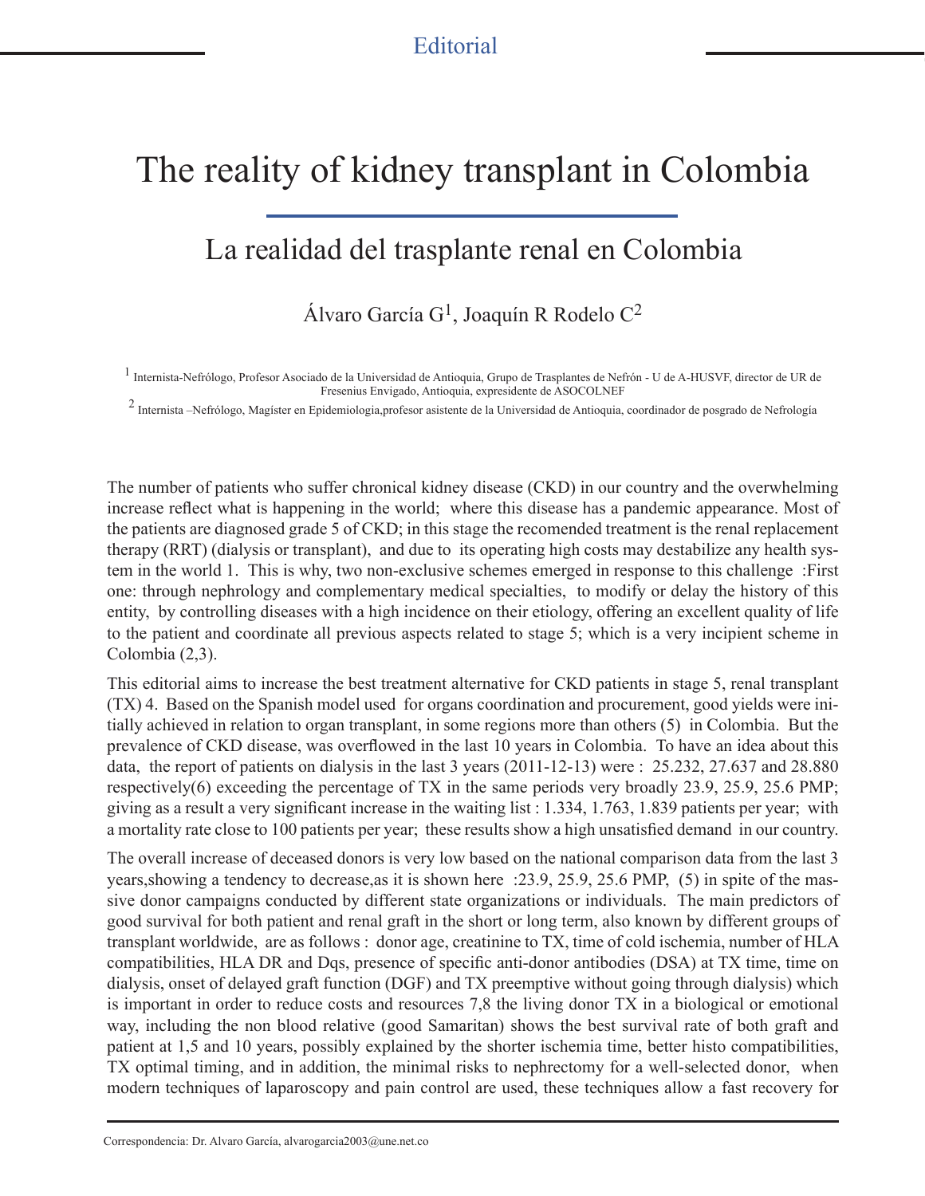Editorial

# The reality of kidney transplant in Colombia

## La realidad del trasplante renal en Colombia

Álvaro García G[1], Joaquín R Rodelo C[2]

[1] Internista-Nefrólogo, Profesor Asociado de la Universidad de Antioquia, Grupo de Trasplantes de Nefrón - U de A-HUSVF, director de UR de Fresenius Envigado, Antioquia, expresidente de ASOCOLNEF

[2] Internista –Nefrólogo, Magíster en Epidemiologia,profesor asistente de la Universidad de Antioquia, coordinador de posgrado de Nefrología

The number of patients who suffer chronical kidney disease (CKD) in our country and the overwhelming increase reflect what is happening in the world; where this disease has a pandemic appearance. Most of the patients are diagnosed grade 5 of CKD; in this stage the recomended treatment is the renal replacement therapy (RRT) (dialysis or transplant), and due to its operating high costs may destabilize any health system in the world 1. This is why, two non-exclusive schemes emerged in response to this challenge :First one: through nephrology and complementary medical specialties, to modify or delay the history of this entity, by controlling diseases with a high incidence on their etiology, offering an excellent quality of life to the patient and coordinate all previous aspects related to stage 5; which is a very incipient scheme in Colombia (2,3).

This editorial aims to increase the best treatment alternative for CKD patients in stage 5, renal transplant (TX) 4. Based on the Spanish model used for organs coordination and procurement, good yields were initially achieved in relation to organ transplant, in some regions more than others (5) in Colombia. But the prevalence of CKD disease, was overflowed in the last 10 years in Colombia. To have an idea about this data, the report of patients on dialysis in the last 3 years (2011-12-13) were : 25.232, 27.637 and 28.880 respectively(6) exceeding the percentage of TX in the same periods very broadly 23.9, 25.9, 25.6 PMP; giving as a result a very significant increase in the waiting list : 1.334, 1.763, 1.839 patients per year; with a mortality rate close to 100 patients per year; these results show a high unsatisfied demand in our country.

The overall increase of deceased donors is very low based on the national comparison data from the last 3 years,showing a tendency to decrease,as it is shown here :23.9, 25.9, 25.6 PMP, (5) in spite of the massive donor campaigns conducted by different state organizations or individuals. The main predictors of good survival for both patient and renal graft in the short or long term, also known by different groups of transplant worldwide, are as follows : donor age, creatinine to TX, time of cold ischemia, number of HLA compatibilities, HLA DR and Dqs, presence of specific anti-donor antibodies (DSA) at TX time, time on dialysis, onset of delayed graft function (DGF) and TX preemptive without going through dialysis) which is important in order to reduce costs and resources 7,8 the living donor TX in a biological or emotional way, including the non blood relative (good Samaritan) shows the best survival rate of both graft and patient at 1,5 and 10 years, possibly explained by the shorter ischemia time, better histo compatibilities, TX optimal timing, and in addition, the minimal risks to nephrectomy for a well-selected donor, when modern techniques of laparoscopy and pain control are used, these techniques allow a fast recovery for

Correspondencia: Dr. Alvaro García, alvarogarcia2003@une.net.co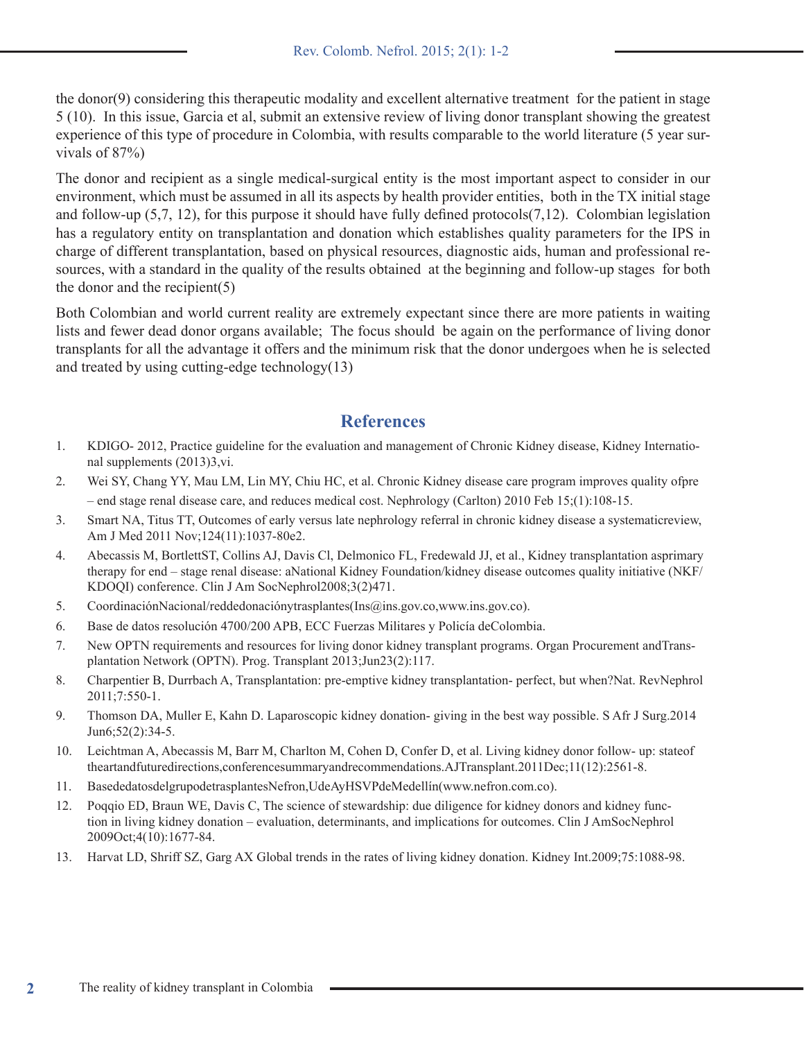the donor(9) considering this therapeutic modality and excellent alternative treatment for the patient in stage 5 (10). In this issue, Garcia et al, submit an extensive review of living donor transplant showing the greatest experience of this type of procedure in Colombia, with results comparable to the world literature (5 year survivals of 87%)

The donor and recipient as a single medical-surgical entity is the most important aspect to consider in our environment, which must be assumed in all its aspects by health provider entities, both in the TX initial stage and follow-up (5,7, 12), for this purpose it should have fully defined protocols(7,12). Colombian legislation has a regulatory entity on transplantation and donation which establishes quality parameters for the IPS in charge of different transplantation, based on physical resources, diagnostic aids, human and professional resources, with a standard in the quality of the results obtained at the beginning and follow-up stages for both the donor and the recipient(5)

Both Colombian and world current reality are extremely expectant since there are more patients in waiting lists and fewer dead donor organs available; The focus should be again on the performance of living donor transplants for all the advantage it offers and the minimum risk that the donor undergoes when he is selected and treated by using cutting-edge technology(13)

## References

1. KDIGO- 2012, Practice guideline for the evaluation and management of Chronic Kidney disease, Kidney International supplements (2013)3,vi.
2. Wei SY, Chang YY, Mau LM, Lin MY, Chiu HC, et al. Chronic Kidney disease care program improves quality ofpre – end stage renal disease care, and reduces medical cost. Nephrology (Carlton) 2010 Feb 15;(1):108-15.
3. Smart NA, Titus TT, Outcomes of early versus late nephrology referral in chronic kidney disease a systematicreview, Am J Med 2011 Nov;124(11):1037-80e2.
4. Abecassis M, BortlettST, Collins AJ, Davis Cl, Delmonico FL, Fredewald JJ, et al., Kidney transplantation asprimary therapy for end – stage renal disease: aNational Kidney Foundation/kidney disease outcomes quality initiative (NKF/KDOQI) conference. Clin J Am SocNephrol2008;3(2)471.
5. CoordinaciónNacional/reddedonaciónytrasplantes(Ins@ins.gov.co,www.ins.gov.co).
6. Base de datos resolución 4700/200 APB, ECC Fuerzas Militares y Policía deColombia.
7. New OPTN requirements and resources for living donor kidney transplant programs. Organ Procurement andTransplantation Network (OPTN). Prog. Transplant 2013;Jun23(2):117.
8. Charpentier B, Durrbach A, Transplantation: pre-emptive kidney transplantation- perfect, but when?Nat. RevNephrol 2011;7:550-1.
9. Thomson DA, Muller E, Kahn D. Laparoscopic kidney donation- giving in the best way possible. S Afr J Surg.2014 Jun6;52(2):34-5.
10. Leichtman A, Abecassis M, Barr M, Charlton M, Cohen D, Confer D, et al. Living kidney donor follow- up: stateof theartandfuturedirections,conferencesummaryandrecommendations.AJTransplant.2011Dec;11(12):2561-8.
11. BasededatosdelgrupodetrasplantesNefron,UdeAyHSVPdeMedellín(www.nefron.com.co).
12. Poqqio ED, Braun WE, Davis C, The science of stewardship: due diligence for kidney donors and kidney function in living kidney donation – evaluation, determinants, and implications for outcomes. Clin J AmSocNephrol 2009Oct;4(10):1677-84.
13. Harvat LD, Shriff SZ, Garg AX Global trends in the rates of living kidney donation. Kidney Int.2009;75:1088-98.